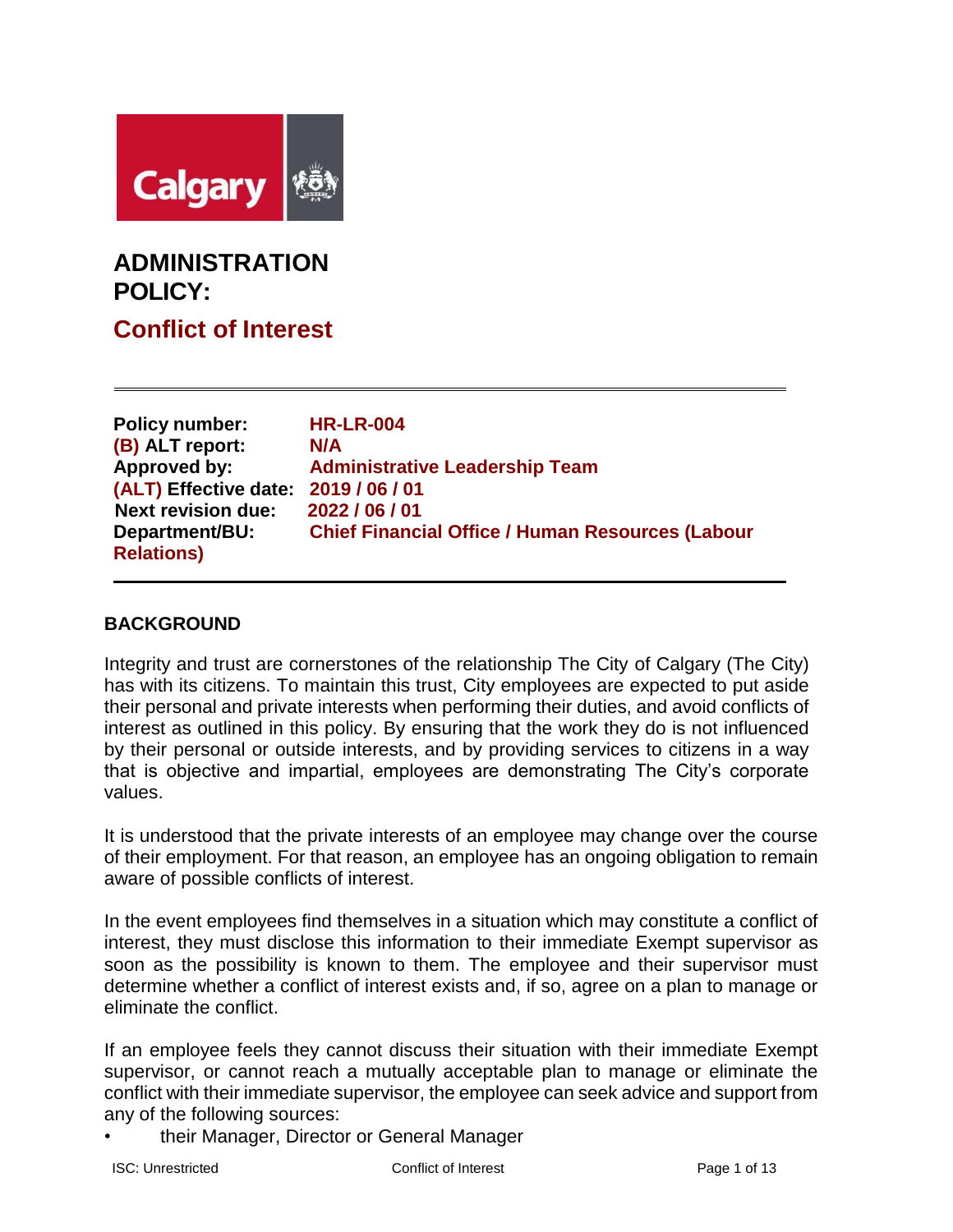# ADMINISTRATION POLICY:

## Conflict of Interest

**Policy number:** **HR-LR-004**
**(B) ALT report:** **N/A**
**Approved by:** **Administrative Leadership Team**
**(ALT) Effective date:** **2019 / 06 / 01**
**Next revision due:** **2022 / 06 / 01**
**Department/BU:** **Chief Financial Office / Human Resources (Labour Relations)**

---

## BACKGROUND

Integrity and trust are cornerstones of the relationship The City of Calgary (The City) has with its citizens. To maintain this trust, City employees are expected to put aside their personal and private interests when performing their duties, and avoid conflicts of interest as outlined in this policy. By ensuring that the work they do is not influenced by their personal or outside interests, and by providing services to citizens in a way that is objective and impartial, employees are demonstrating The City's corporate values.

It is understood that the private interests of an employee may change over the course of their employment. For that reason, an employee has an ongoing obligation to remain aware of possible conflicts of interest.

In the event employees find themselves in a situation which may constitute a conflict of interest, they must disclose this information to their immediate Exempt supervisor as soon as the possibility is known to them. The employee and their supervisor must determine whether a conflict of interest exists and, if so, agree on a plan to manage or eliminate the conflict.

If an employee feels they cannot discuss their situation with their immediate Exempt supervisor, or cannot reach a mutually acceptable plan to manage or eliminate the conflict with their immediate supervisor, the employee can seek advice and support from any of the following sources:

- their Manager, Director or General Manager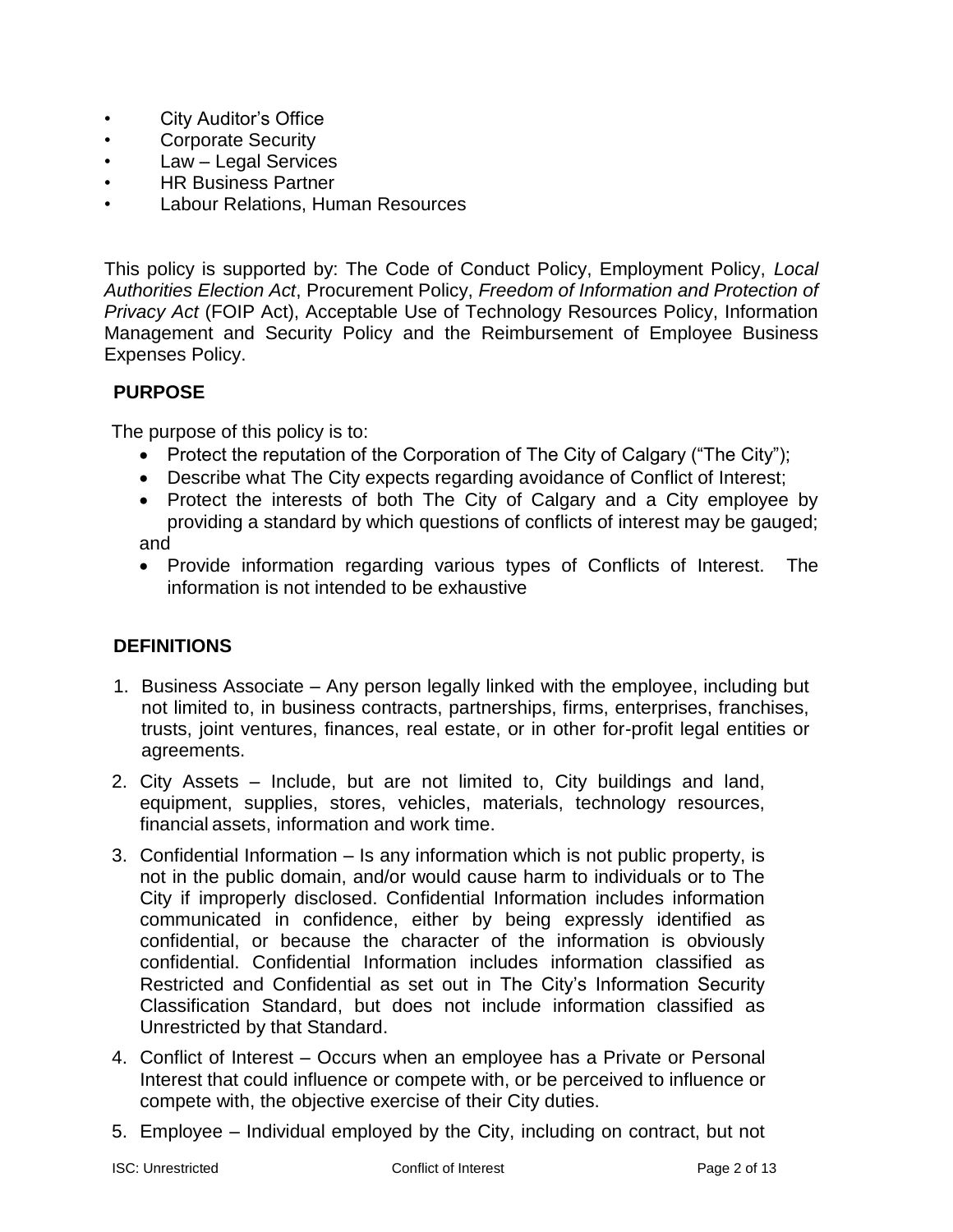- City Auditor's Office
- Corporate Security
- Law – Legal Services
- HR Business Partner
- Labour Relations, Human Resources

This policy is supported by: The Code of Conduct Policy, Employment Policy, *Local Authorities Election Act*, Procurement Policy, *Freedom of Information and Protection of Privacy Act* (FOIP Act), Acceptable Use of Technology Resources Policy, Information Management and Security Policy and the Reimbursement of Employee Business Expenses Policy.

## PURPOSE

The purpose of this policy is to:

- Protect the reputation of the Corporation of The City of Calgary ("The City");
- Describe what The City expects regarding avoidance of Conflict of Interest;
- Protect the interests of both The City of Calgary and a City employee by providing a standard by which questions of conflicts of interest may be gauged; and
- Provide information regarding various types of Conflicts of Interest. The information is not intended to be exhaustive

## DEFINITIONS

1. Business Associate – Any person legally linked with the employee, including but not limited to, in business contracts, partnerships, firms, enterprises, franchises, trusts, joint ventures, finances, real estate, or in other for-profit legal entities or agreements.
2. City Assets – Include, but are not limited to, City buildings and land, equipment, supplies, stores, vehicles, materials, technology resources, financial assets, information and work time.
3. Confidential Information – Is any information which is not public property, is not in the public domain, and/or would cause harm to individuals or to The City if improperly disclosed. Confidential Information includes information communicated in confidence, either by being expressly identified as confidential, or because the character of the information is obviously confidential. Confidential Information includes information classified as Restricted and Confidential as set out in The City's Information Security Classification Standard, but does not include information classified as Unrestricted by that Standard.
4. Conflict of Interest – Occurs when an employee has a Private or Personal Interest that could influence or compete with, or be perceived to influence or compete with, the objective exercise of their City duties.
5. Employee – Individual employed by the City, including on contract, but not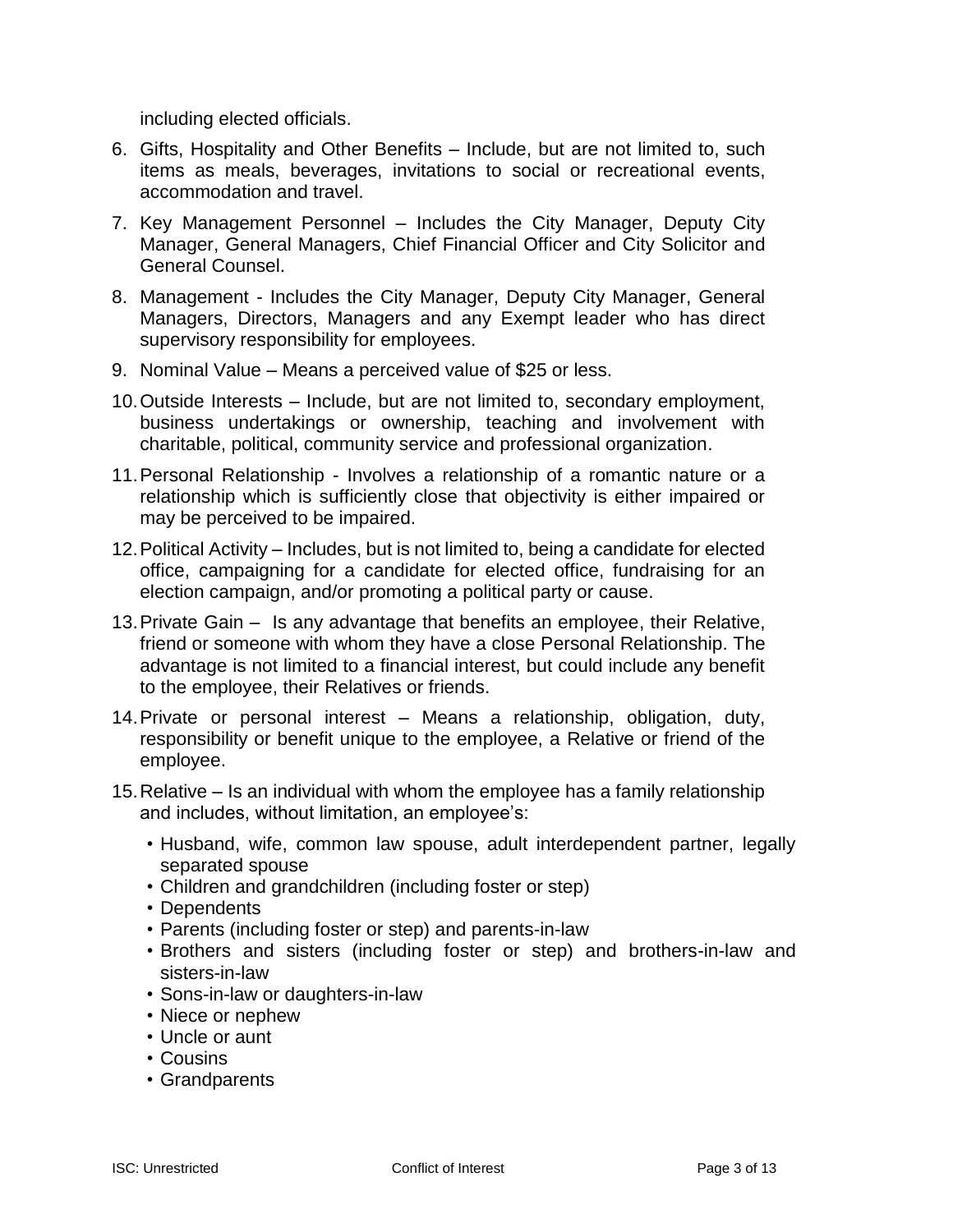including elected officials.

6. Gifts, Hospitality and Other Benefits – Include, but are not limited to, such items as meals, beverages, invitations to social or recreational events, accommodation and travel.
7. Key Management Personnel – Includes the City Manager, Deputy City Manager, General Managers, Chief Financial Officer and City Solicitor and General Counsel.
8. Management - Includes the City Manager, Deputy City Manager, General Managers, Directors, Managers and any Exempt leader who has direct supervisory responsibility for employees.
9. Nominal Value – Means a perceived value of $25 or less.
10. Outside Interests – Include, but are not limited to, secondary employment, business undertakings or ownership, teaching and involvement with charitable, political, community service and professional organization.
11. Personal Relationship - Involves a relationship of a romantic nature or a relationship which is sufficiently close that objectivity is either impaired or may be perceived to be impaired.
12. Political Activity – Includes, but is not limited to, being a candidate for elected office, campaigning for a candidate for elected office, fundraising for an election campaign, and/or promoting a political party or cause.
13. Private Gain – Is any advantage that benefits an employee, their Relative, friend or someone with whom they have a close Personal Relationship. The advantage is not limited to a financial interest, but could include any benefit to the employee, their Relatives or friends.
14. Private or personal interest – Means a relationship, obligation, duty, responsibility or benefit unique to the employee, a Relative or friend of the employee.
15. Relative – Is an individual with whom the employee has a family relationship and includes, without limitation, an employee's:
    - Husband, wife, common law spouse, adult interdependent partner, legally separated spouse
    - Children and grandchildren (including foster or step)
    - Dependents
    - Parents (including foster or step) and parents-in-law
    - Brothers and sisters (including foster or step) and brothers-in-law and sisters-in-law
    - Sons-in-law or daughters-in-law
    - Niece or nephew
    - Uncle or aunt
    - Cousins
    - Grandparents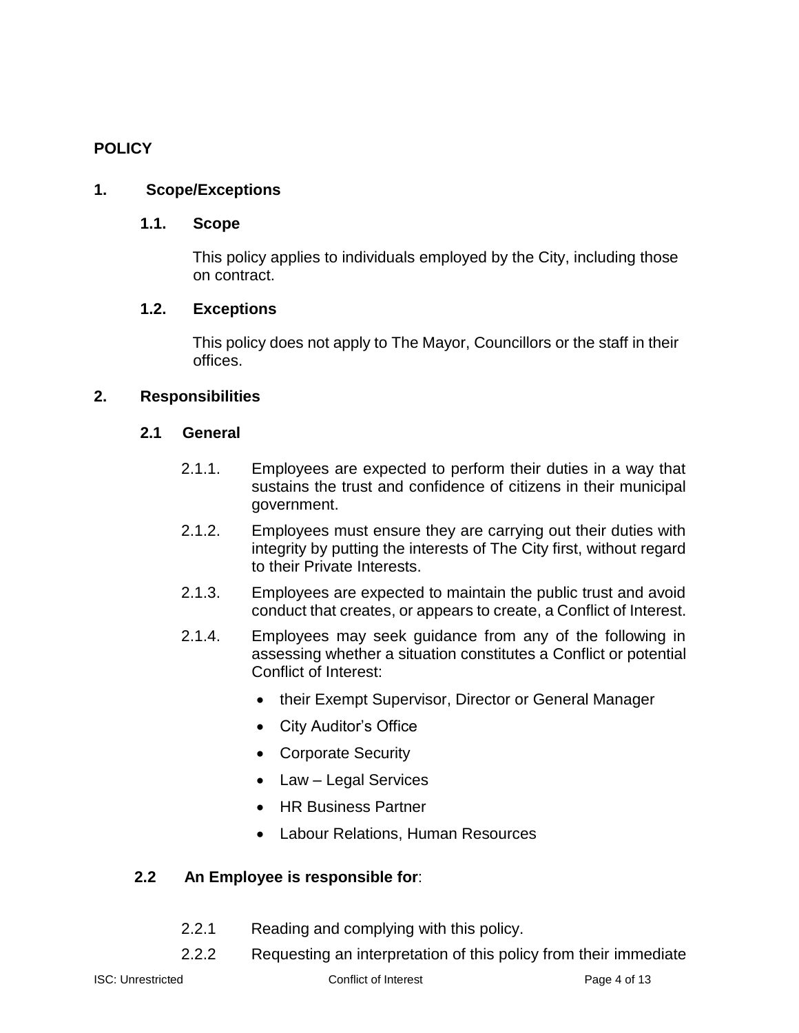# POLICY

## 1. Scope/Exceptions

### 1.1. Scope

This policy applies to individuals employed by the City, including those on contract.

### 1.2. Exceptions

This policy does not apply to The Mayor, Councillors or the staff in their offices.

## 2. Responsibilities

### 2.1 General

2.1.1. Employees are expected to perform their duties in a way that sustains the trust and confidence of citizens in their municipal government.

2.1.2. Employees must ensure they are carrying out their duties with integrity by putting the interests of The City first, without regard to their Private Interests.

2.1.3. Employees are expected to maintain the public trust and avoid conduct that creates, or appears to create, a Conflict of Interest.

2.1.4. Employees may seek guidance from any of the following in assessing whether a situation constitutes a Conflict or potential Conflict of Interest:

- their Exempt Supervisor, Director or General Manager
- City Auditor's Office
- Corporate Security
- Law – Legal Services
- HR Business Partner
- Labour Relations, Human Resources

### 2.2 An Employee is responsible for:

2.2.1 Reading and complying with this policy.

2.2.2 Requesting an interpretation of this policy from their immediate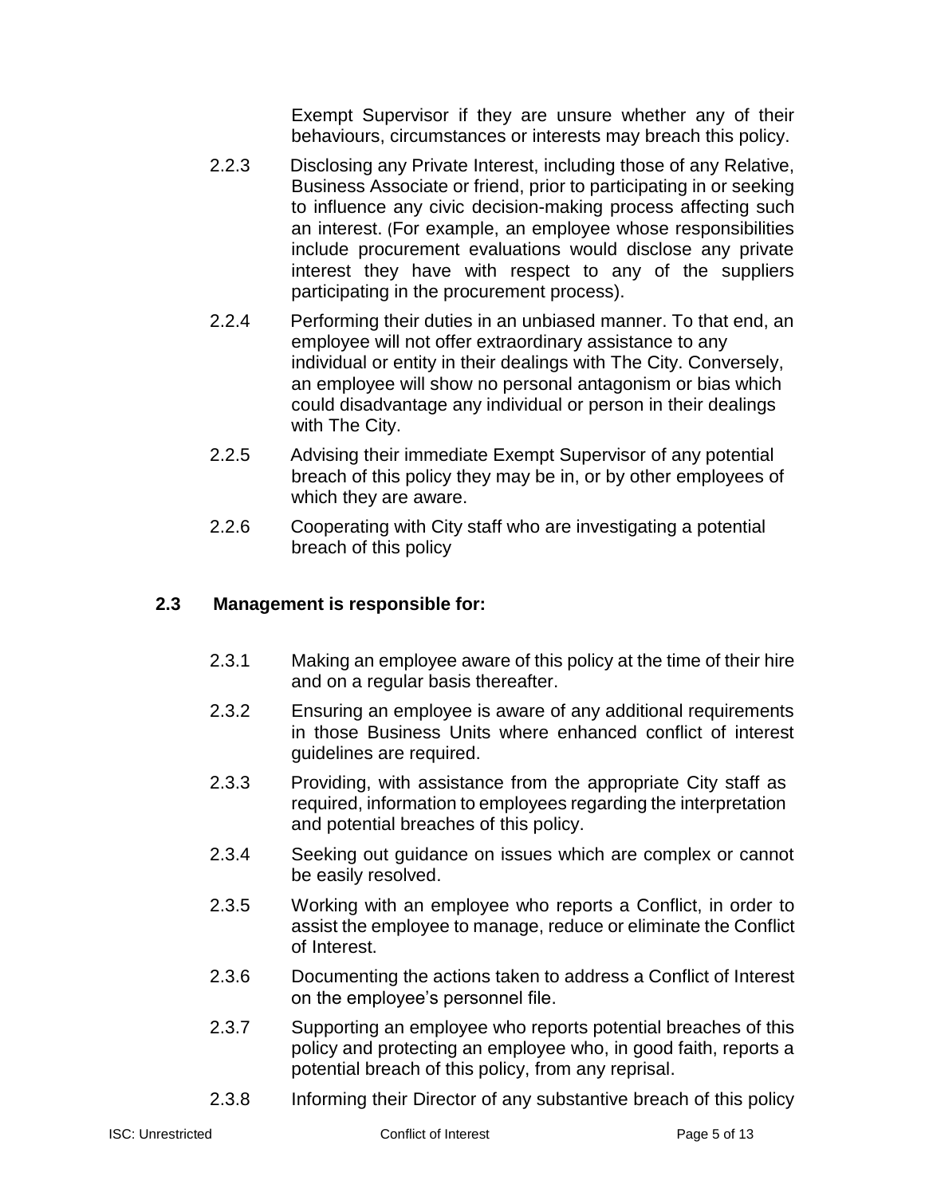Exempt Supervisor if they are unsure whether any of their behaviours, circumstances or interests may breach this policy.

2.2.3 Disclosing any Private Interest, including those of any Relative, Business Associate or friend, prior to participating in or seeking to influence any civic decision-making process affecting such an interest. (For example, an employee whose responsibilities include procurement evaluations would disclose any private interest they have with respect to any of the suppliers participating in the procurement process).

2.2.4 Performing their duties in an unbiased manner. To that end, an employee will not offer extraordinary assistance to any individual or entity in their dealings with The City. Conversely, an employee will show no personal antagonism or bias which could disadvantage any individual or person in their dealings with The City.

2.2.5 Advising their immediate Exempt Supervisor of any potential breach of this policy they may be in, or by other employees of which they are aware.

2.2.6 Cooperating with City staff who are investigating a potential breach of this policy

### 2.3 Management is responsible for:

2.3.1 Making an employee aware of this policy at the time of their hire and on a regular basis thereafter.

2.3.2 Ensuring an employee is aware of any additional requirements in those Business Units where enhanced conflict of interest guidelines are required.

2.3.3 Providing, with assistance from the appropriate City staff as required, information to employees regarding the interpretation and potential breaches of this policy.

2.3.4 Seeking out guidance on issues which are complex or cannot be easily resolved.

2.3.5 Working with an employee who reports a Conflict, in order to assist the employee to manage, reduce or eliminate the Conflict of Interest.

2.3.6 Documenting the actions taken to address a Conflict of Interest on the employee's personnel file.

2.3.7 Supporting an employee who reports potential breaches of this policy and protecting an employee who, in good faith, reports a potential breach of this policy, from any reprisal.

2.3.8 Informing their Director of any substantive breach of this policy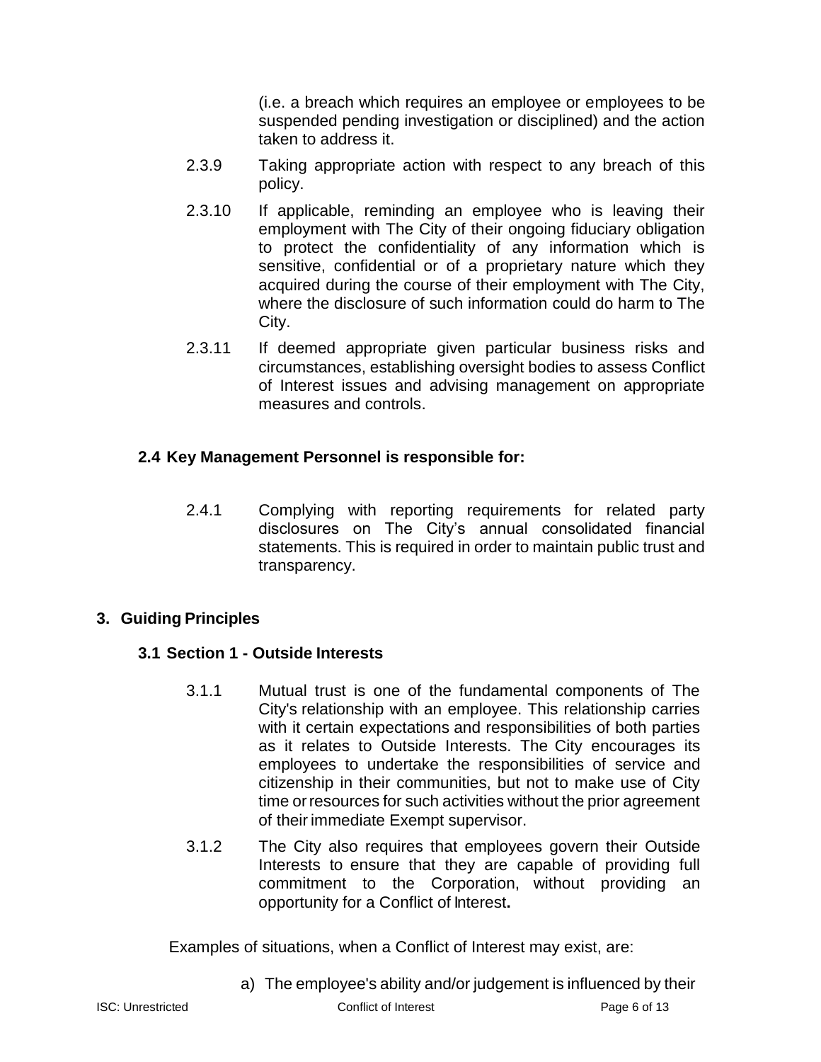(i.e. a breach which requires an employee or employees to be suspended pending investigation or disciplined) and the action taken to address it.

2.3.9 Taking appropriate action with respect to any breach of this policy.

2.3.10 If applicable, reminding an employee who is leaving their employment with The City of their ongoing fiduciary obligation to protect the confidentiality of any information which is sensitive, confidential or of a proprietary nature which they acquired during the course of their employment with The City, where the disclosure of such information could do harm to The City.

2.3.11 If deemed appropriate given particular business risks and circumstances, establishing oversight bodies to assess Conflict of Interest issues and advising management on appropriate measures and controls.

### 2.4 Key Management Personnel is responsible for:

2.4.1 Complying with reporting requirements for related party disclosures on The City's annual consolidated financial statements. This is required in order to maintain public trust and transparency.

## 3. Guiding Principles

### 3.1 Section 1 - Outside Interests

3.1.1 Mutual trust is one of the fundamental components of The City's relationship with an employee. This relationship carries with it certain expectations and responsibilities of both parties as it relates to Outside Interests. The City encourages its employees to undertake the responsibilities of service and citizenship in their communities, but not to make use of City time or resources for such activities without the prior agreement of their immediate Exempt supervisor.

3.1.2 The City also requires that employees govern their Outside Interests to ensure that they are capable of providing full commitment to the Corporation, without providing an opportunity for a Conflict of Interest**.**

Examples of situations, when a Conflict of Interest may exist, are:

a) The employee's ability and/or judgement is influenced by their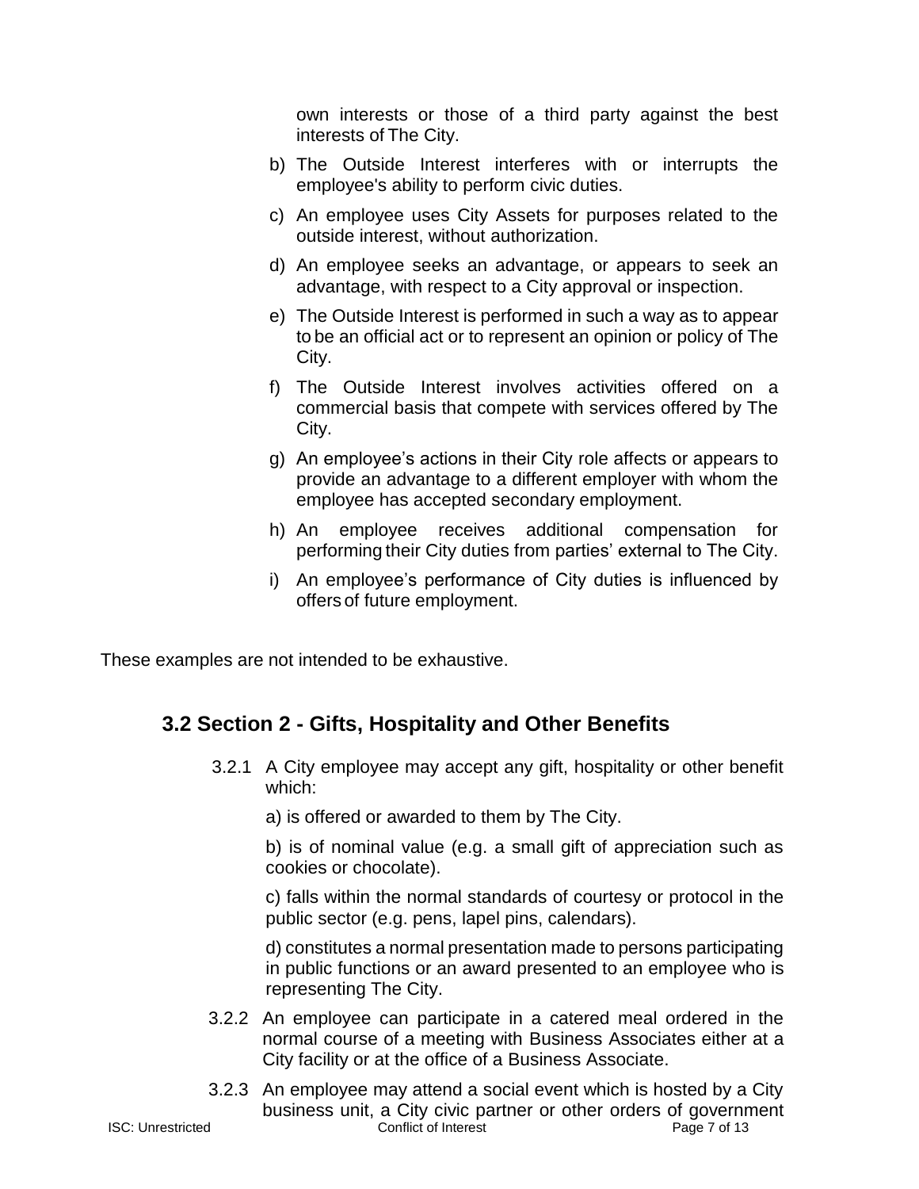own interests or those of a third party against the best interests of The City.

b) The Outside Interest interferes with or interrupts the employee's ability to perform civic duties.

c) An employee uses City Assets for purposes related to the outside interest, without authorization.

d) An employee seeks an advantage, or appears to seek an advantage, with respect to a City approval or inspection.

e) The Outside Interest is performed in such a way as to appear to be an official act or to represent an opinion or policy of The City.

f) The Outside Interest involves activities offered on a commercial basis that compete with services offered by The City.

g) An employee's actions in their City role affects or appears to provide an advantage to a different employer with whom the employee has accepted secondary employment.

h) An employee receives additional compensation for performing their City duties from parties' external to The City.

i) An employee's performance of City duties is influenced by offers of future employment.

These examples are not intended to be exhaustive.

## 3.2 Section 2 - Gifts, Hospitality and Other Benefits

3.2.1 A City employee may accept any gift, hospitality or other benefit which:

a) is offered or awarded to them by The City.

b) is of nominal value (e.g. a small gift of appreciation such as cookies or chocolate).

c) falls within the normal standards of courtesy or protocol in the public sector (e.g. pens, lapel pins, calendars).

d) constitutes a normal presentation made to persons participating in public functions or an award presented to an employee who is representing The City.

3.2.2 An employee can participate in a catered meal ordered in the normal course of a meeting with Business Associates either at a City facility or at the office of a Business Associate.

3.2.3 An employee may attend a social event which is hosted by a City business unit, a City civic partner or other orders of government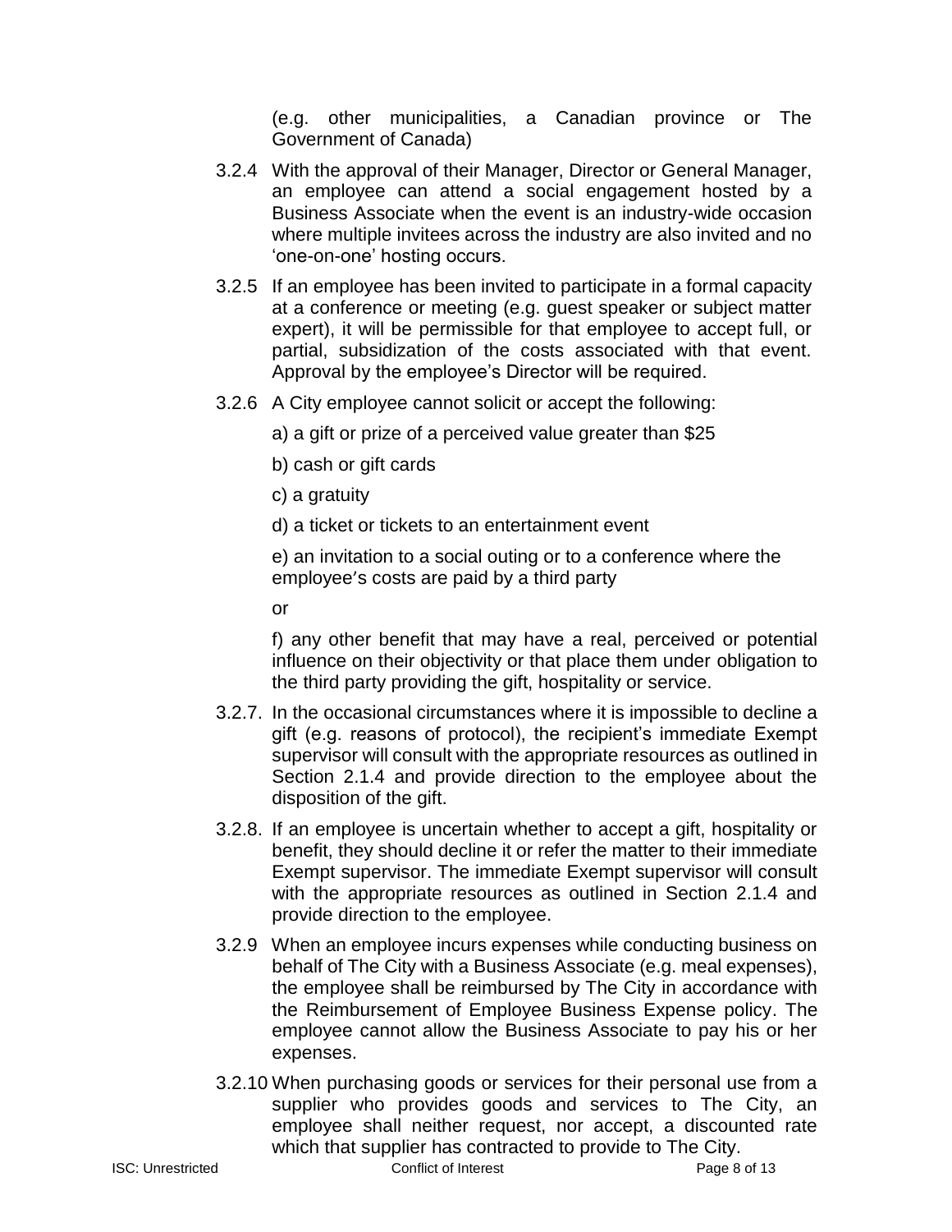(e.g. other municipalities, a Canadian province or The Government of Canada)

3.2.4 With the approval of their Manager, Director or General Manager, an employee can attend a social engagement hosted by a Business Associate when the event is an industry-wide occasion where multiple invitees across the industry are also invited and no 'one-on-one' hosting occurs.

3.2.5 If an employee has been invited to participate in a formal capacity at a conference or meeting (e.g. guest speaker or subject matter expert), it will be permissible for that employee to accept full, or partial, subsidization of the costs associated with that event. Approval by the employee's Director will be required.

3.2.6 A City employee cannot solicit or accept the following:

a) a gift or prize of a perceived value greater than $25

b) cash or gift cards

c) a gratuity

d) a ticket or tickets to an entertainment event

e) an invitation to a social outing or to a conference where the employee's costs are paid by a third party

or

f) any other benefit that may have a real, perceived or potential influence on their objectivity or that place them under obligation to the third party providing the gift, hospitality or service.

3.2.7. In the occasional circumstances where it is impossible to decline a gift (e.g. reasons of protocol), the recipient's immediate Exempt supervisor will consult with the appropriate resources as outlined in Section 2.1.4 and provide direction to the employee about the disposition of the gift.

3.2.8. If an employee is uncertain whether to accept a gift, hospitality or benefit, they should decline it or refer the matter to their immediate Exempt supervisor. The immediate Exempt supervisor will consult with the appropriate resources as outlined in Section 2.1.4 and provide direction to the employee.

3.2.9 When an employee incurs expenses while conducting business on behalf of The City with a Business Associate (e.g. meal expenses), the employee shall be reimbursed by The City in accordance with the Reimbursement of Employee Business Expense policy. The employee cannot allow the Business Associate to pay his or her expenses.

3.2.10 When purchasing goods or services for their personal use from a supplier who provides goods and services to The City, an employee shall neither request, nor accept, a discounted rate which that supplier has contracted to provide to The City.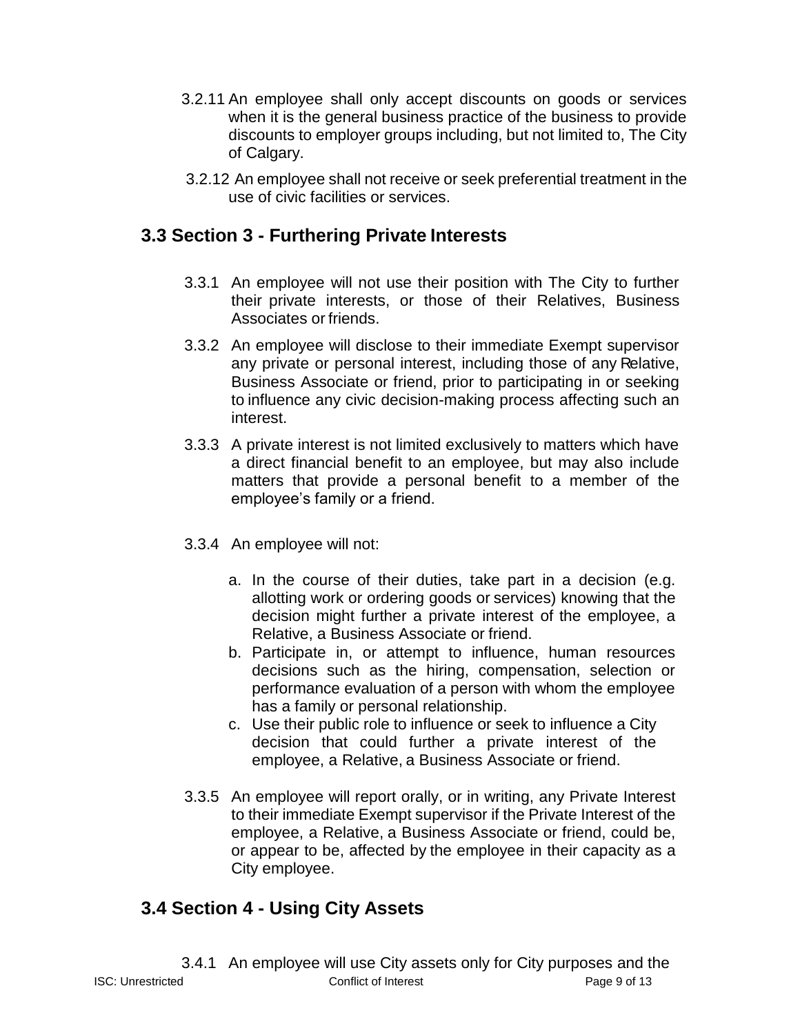3.2.11 An employee shall only accept discounts on goods or services when it is the general business practice of the business to provide discounts to employer groups including, but not limited to, The City of Calgary.

3.2.12 An employee shall not receive or seek preferential treatment in the use of civic facilities or services.

## 3.3 Section 3 - Furthering Private Interests

3.3.1 An employee will not use their position with The City to further their private interests, or those of their Relatives, Business Associates or friends.

3.3.2 An employee will disclose to their immediate Exempt supervisor any private or personal interest, including those of any Relative, Business Associate or friend, prior to participating in or seeking to influence any civic decision-making process affecting such an interest.

3.3.3 A private interest is not limited exclusively to matters which have a direct financial benefit to an employee, but may also include matters that provide a personal benefit to a member of the employee's family or a friend.

3.3.4 An employee will not:

a. In the course of their duties, take part in a decision (e.g. allotting work or ordering goods or services) knowing that the decision might further a private interest of the employee, a Relative, a Business Associate or friend.
b. Participate in, or attempt to influence, human resources decisions such as the hiring, compensation, selection or performance evaluation of a person with whom the employee has a family or personal relationship.
c. Use their public role to influence or seek to influence a City decision that could further a private interest of the employee, a Relative, a Business Associate or friend.

3.3.5 An employee will report orally, or in writing, any Private Interest to their immediate Exempt supervisor if the Private Interest of the employee, a Relative, a Business Associate or friend, could be, or appear to be, affected by the employee in their capacity as a City employee.

## 3.4 Section 4 - Using City Assets

3.4.1 An employee will use City assets only for City purposes and the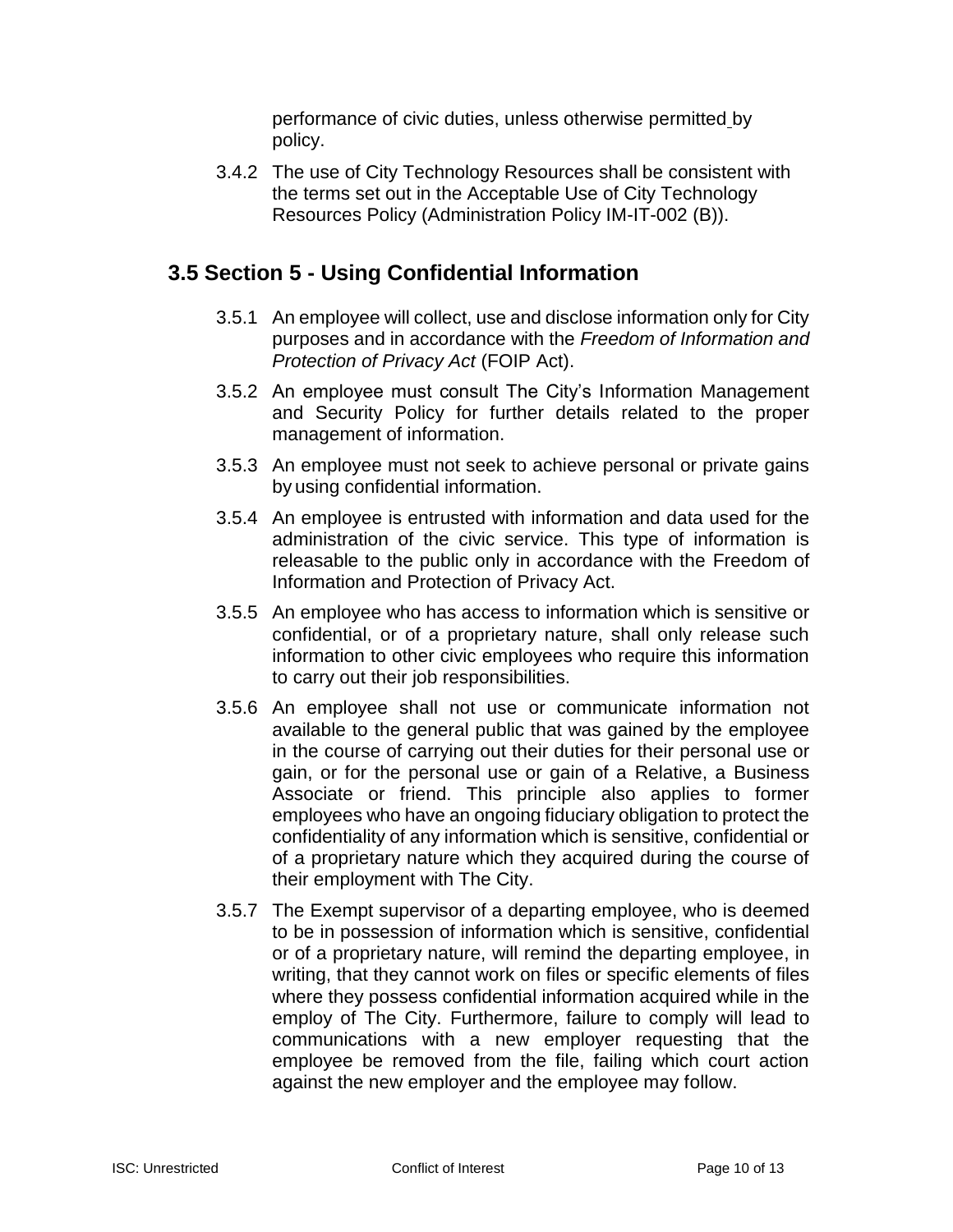performance of civic duties, unless otherwise permitted by policy.

3.4.2 The use of City Technology Resources shall be consistent with the terms set out in the Acceptable Use of City Technology Resources Policy (Administration Policy IM-IT-002 (B)).

## 3.5 Section 5 - Using Confidential Information

3.5.1 An employee will collect, use and disclose information only for City purposes and in accordance with the *Freedom of Information and Protection of Privacy Act* (FOIP Act).

3.5.2 An employee must consult The City's Information Management and Security Policy for further details related to the proper management of information.

3.5.3 An employee must not seek to achieve personal or private gains by using confidential information.

3.5.4 An employee is entrusted with information and data used for the administration of the civic service. This type of information is releasable to the public only in accordance with the Freedom of Information and Protection of Privacy Act.

3.5.5 An employee who has access to information which is sensitive or confidential, or of a proprietary nature, shall only release such information to other civic employees who require this information to carry out their job responsibilities.

3.5.6 An employee shall not use or communicate information not available to the general public that was gained by the employee in the course of carrying out their duties for their personal use or gain, or for the personal use or gain of a Relative, a Business Associate or friend. This principle also applies to former employees who have an ongoing fiduciary obligation to protect the confidentiality of any information which is sensitive, confidential or of a proprietary nature which they acquired during the course of their employment with The City.

3.5.7 The Exempt supervisor of a departing employee, who is deemed to be in possession of information which is sensitive, confidential or of a proprietary nature, will remind the departing employee, in writing, that they cannot work on files or specific elements of files where they possess confidential information acquired while in the employ of The City. Furthermore, failure to comply will lead to communications with a new employer requesting that the employee be removed from the file, failing which court action against the new employer and the employee may follow.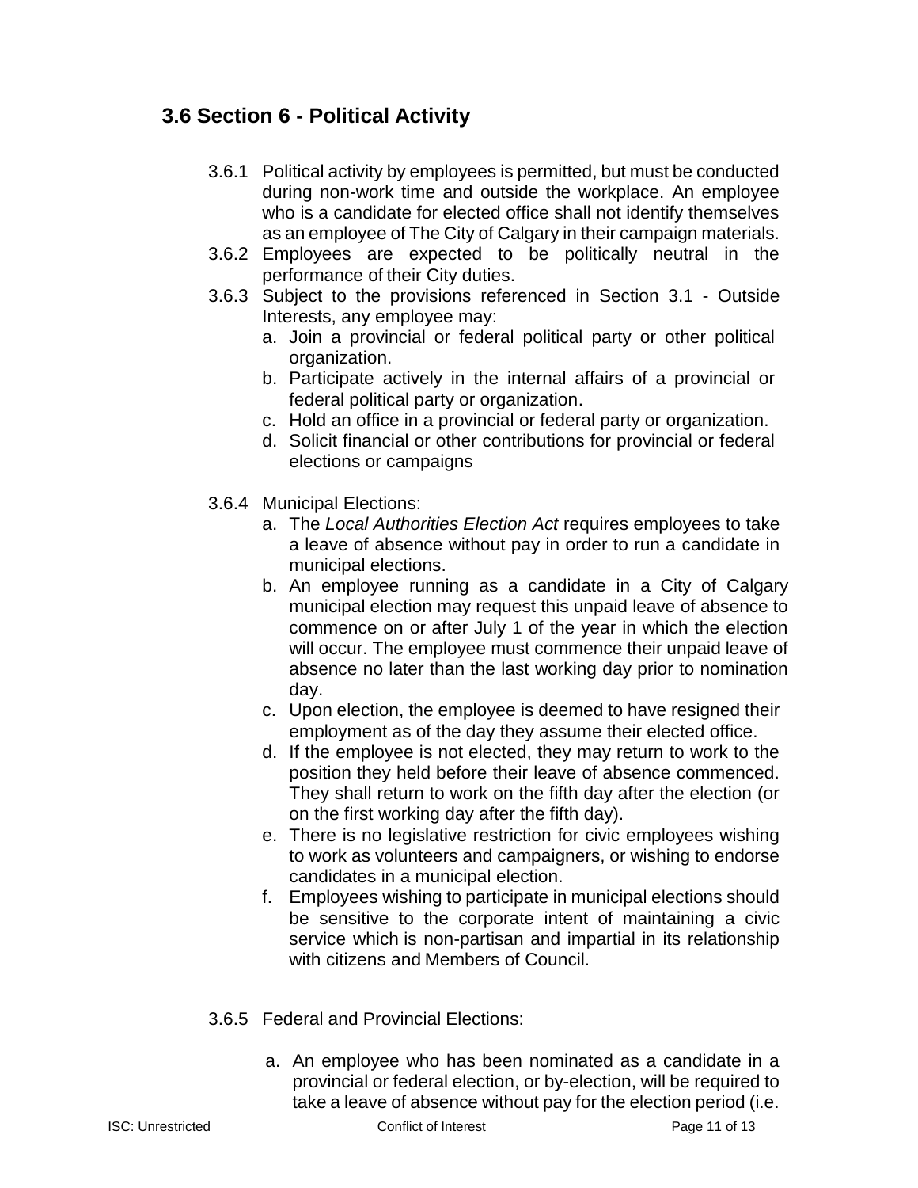## 3.6 Section 6 - Political Activity

3.6.1 Political activity by employees is permitted, but must be conducted during non-work time and outside the workplace. An employee who is a candidate for elected office shall not identify themselves as an employee of The City of Calgary in their campaign materials.

3.6.2 Employees are expected to be politically neutral in the performance of their City duties.

3.6.3 Subject to the provisions referenced in Section 3.1 - Outside Interests, any employee may:

a. Join a provincial or federal political party or other political organization.
b. Participate actively in the internal affairs of a provincial or federal political party or organization.
c. Hold an office in a provincial or federal party or organization.
d. Solicit financial or other contributions for provincial or federal elections or campaigns

3.6.4 Municipal Elections:

a. The *Local Authorities Election Act* requires employees to take a leave of absence without pay in order to run a candidate in municipal elections.
b. An employee running as a candidate in a City of Calgary municipal election may request this unpaid leave of absence to commence on or after July 1 of the year in which the election will occur. The employee must commence their unpaid leave of absence no later than the last working day prior to nomination day.
c. Upon election, the employee is deemed to have resigned their employment as of the day they assume their elected office.
d. If the employee is not elected, they may return to work to the position they held before their leave of absence commenced. They shall return to work on the fifth day after the election (or on the first working day after the fifth day).
e. There is no legislative restriction for civic employees wishing to work as volunteers and campaigners, or wishing to endorse candidates in a municipal election.
f. Employees wishing to participate in municipal elections should be sensitive to the corporate intent of maintaining a civic service which is non-partisan and impartial in its relationship with citizens and Members of Council.

3.6.5 Federal and Provincial Elections:

a. An employee who has been nominated as a candidate in a provincial or federal election, or by-election, will be required to take a leave of absence without pay for the election period (i.e.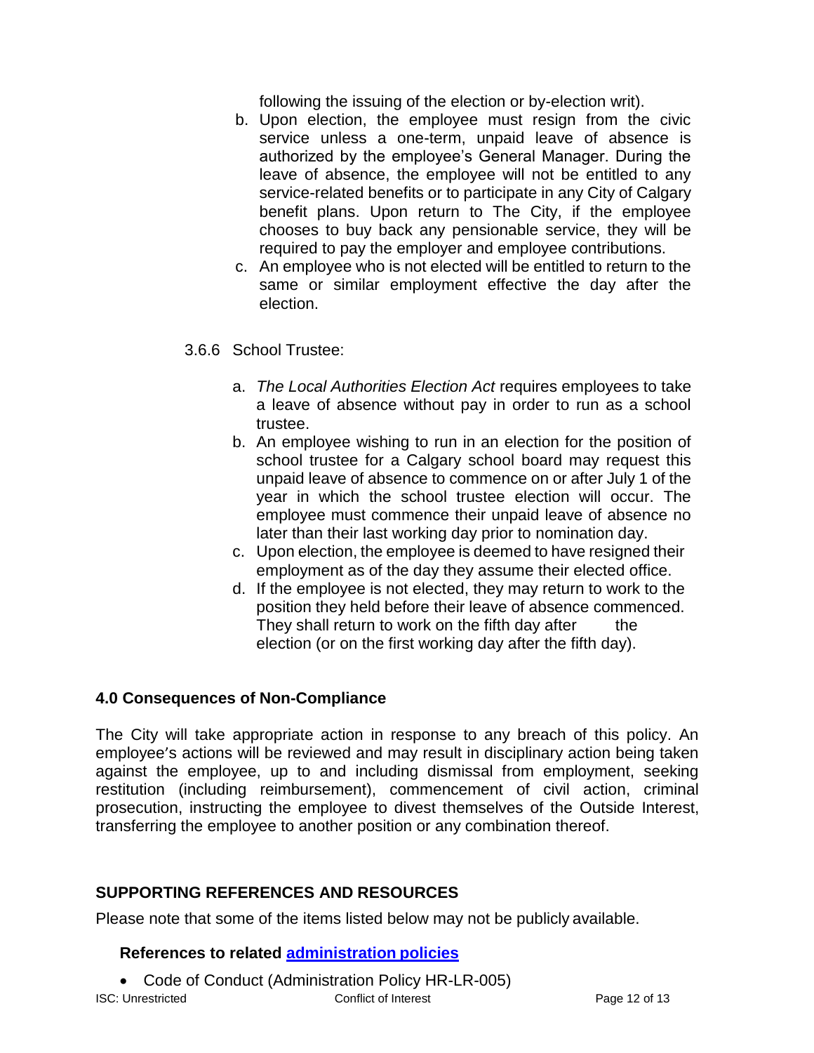following the issuing of the election or by-election writ).

b. Upon election, the employee must resign from the civic service unless a one-term, unpaid leave of absence is authorized by the employee's General Manager. During the leave of absence, the employee will not be entitled to any service-related benefits or to participate in any City of Calgary benefit plans. Upon return to The City, if the employee chooses to buy back any pensionable service, they will be required to pay the employer and employee contributions.

c. An employee who is not elected will be entitled to return to the same or similar employment effective the day after the election.

3.6.6 School Trustee:

a. *The Local Authorities Election Act* requires employees to take a leave of absence without pay in order to run as a school trustee.

b. An employee wishing to run in an election for the position of school trustee for a Calgary school board may request this unpaid leave of absence to commence on or after July 1 of the year in which the school trustee election will occur. The employee must commence their unpaid leave of absence no later than their last working day prior to nomination day.

c. Upon election, the employee is deemed to have resigned their employment as of the day they assume their elected office.

d. If the employee is not elected, they may return to work to the position they held before their leave of absence commenced. They shall return to work on the fifth day after the election (or on the first working day after the fifth day).

**4.0 Consequences of Non-Compliance**

The City will take appropriate action in response to any breach of this policy. An employee's actions will be reviewed and may result in disciplinary action being taken against the employee, up to and including dismissal from employment, seeking restitution (including reimbursement), commencement of civil action, criminal prosecution, instructing the employee to divest themselves of the Outside Interest, transferring the employee to another position or any combination thereof.

**SUPPORTING REFERENCES AND RESOURCES**

Please note that some of the items listed below may not be publicly available.

**References to related administration policies**

- Code of Conduct (Administration Policy HR-LR-005)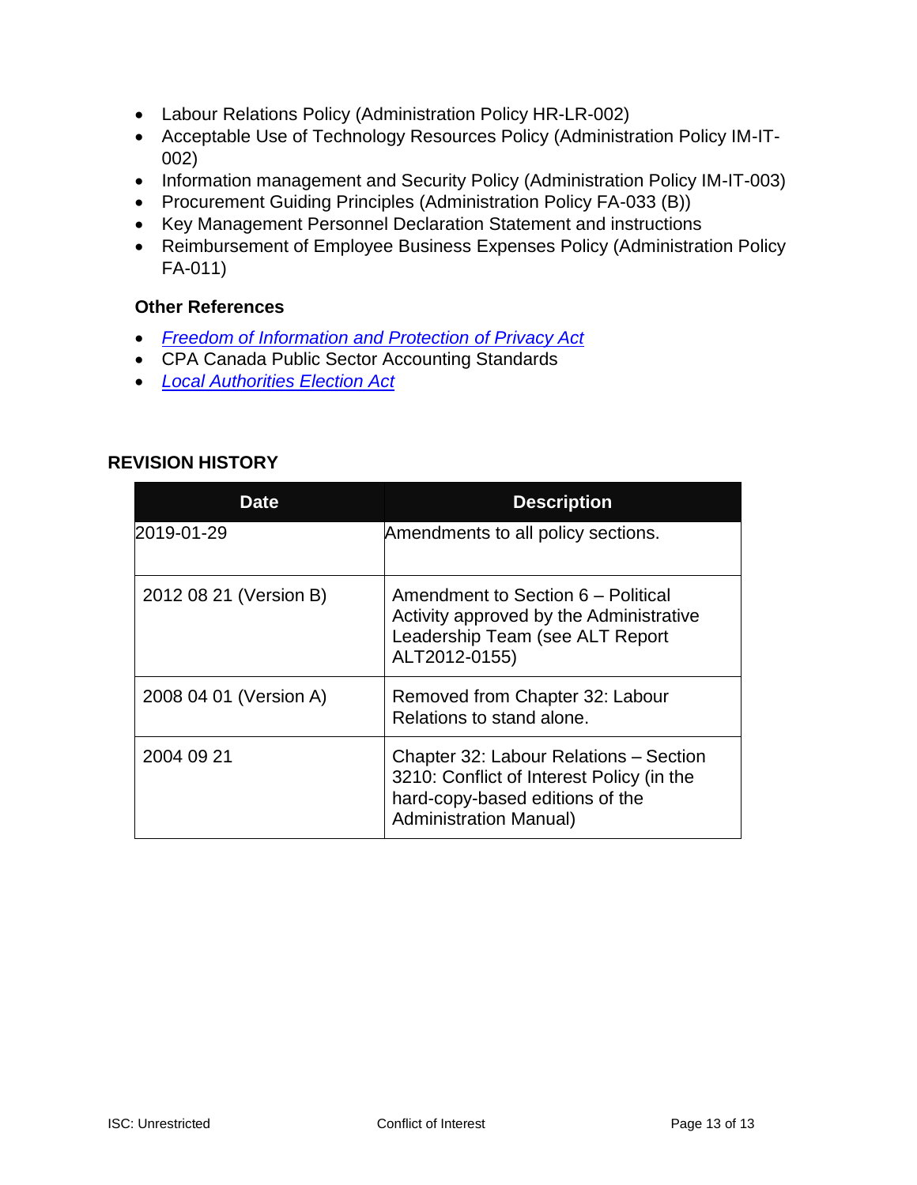- Labour Relations Policy (Administration Policy HR-LR-002)
- Acceptable Use of Technology Resources Policy (Administration Policy IM-IT-002)
- Information management and Security Policy (Administration Policy IM-IT-003)
- Procurement Guiding Principles (Administration Policy FA-033 (B))
- Key Management Personnel Declaration Statement and instructions
- Reimbursement of Employee Business Expenses Policy (Administration Policy FA-011)

### Other References

- *Freedom of Information and Protection of Privacy Act*
- CPA Canada Public Sector Accounting Standards
- *Local Authorities Election Act*

## REVISION HISTORY

| Date | Description |
|---|---|
| 2019-01-29 | Amendments to all policy sections. |
| 2012 08 21 (Version B) | Amendment to Section 6 – Political Activity approved by the Administrative Leadership Team (see ALT Report ALT2012-0155) |
| 2008 04 01 (Version A) | Removed from Chapter 32: Labour Relations to stand alone. |
| 2004 09 21 | Chapter 32: Labour Relations – Section 3210: Conflict of Interest Policy (in the hard-copy-based editions of the Administration Manual) |